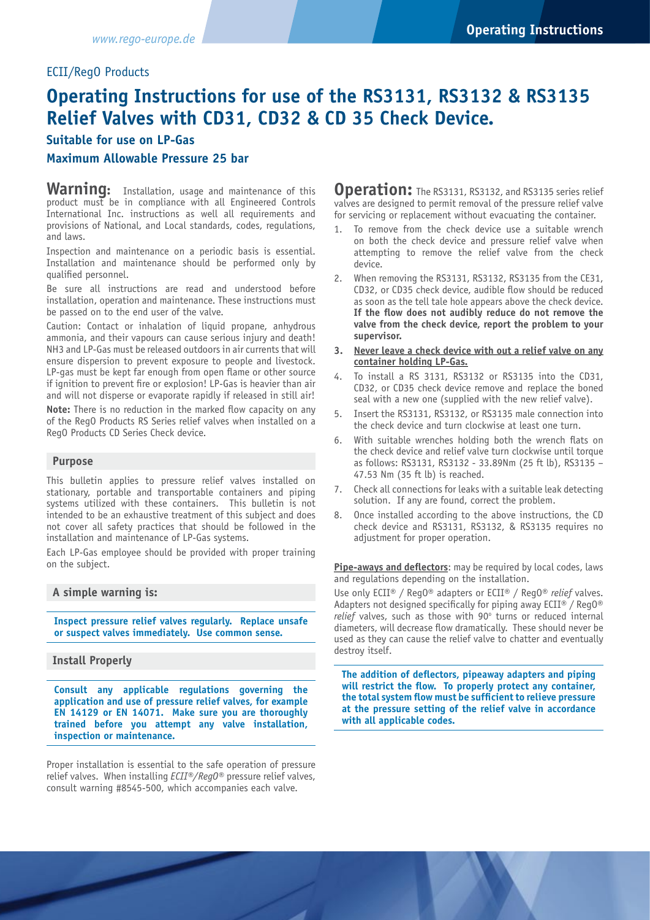ECII/RegO Products

# Operating Instructions for use of the RS3131, RS3132 & RS3135 Relief Valves with CD31, CD32 & CD 35 Check Device.

### Suitable for use on LP-Gas

### Maximum Allowable Pressure 25 bar

**Warning:** Installation, usage and maintenance of this product must be in compliance with all Engineered Controls International Inc. instructions as well all requirements and provisions of National, and Local standards, codes, regulations, and laws.

Inspection and maintenance on a periodic basis is essential. Installation and maintenance should be performed only by qualified personnel.

Be sure all instructions are read and understood before installation, operation and maintenance. These instructions must be passed on to the end user of the valve.

Caution: Contact or inhalation of liquid propane, anhydrous ammonia, and their vapours can cause serious injury and death! $NH_3$ and LP-Gas must be released outdoors in air currents that will ensure dispersion to prevent exposure to people and livestock. LP-gas must be kept far enough from open flame or other source if ignition to prevent fire or explosion! LP-Gas is heavier than air and will not disperse or evaporate rapidly if released in still air!

**Note:** There is no reduction in the marked flow capacity on any of the RegO Products RS Series relief valves when installed on a RegO Products CD Series Check device.

#### Purpose

This bulletin applies to pressure relief valves installed on stationary, portable and transportable containers and piping systems utilized with these containers. This bulletin is not intended to be an exhaustive treatment of this subject and does not cover all safety practices that should be followed in the installation and maintenance of LP-Gas systems.

Each LP-Gas employee should be provided with proper training on the subject.

#### A simple warning is:

**Inspect pressure relief valves regularly. Replace unsafe or suspect valves immediately. Use common sense.**

#### Install Properly

**Consult any applicable regulations governing the application and use of pressure relief valves, for example EN 14129 or EN 14071. Make sure you are thoroughly trained before you attempt any valve installation, inspection or maintenance.**

Proper installation is essential to the safe operation of pressure relief valves. When installing *ECII®/RegO®* pressure relief valves, consult warning #8545-500, which accompanies each valve.

**Operation:** The RS3131, RS3132, and RS3135 series relief valves are designed to permit removal of the pressure relief valve for servicing or replacement without evacuating the container.

1. To remove from the check device use a suitable wrench on both the check device and pressure relief valve when attempting to remove the relief valve from the check device.
2. When removing the RS3131, RS3132, RS3135 from the CE31, CD32, or CD35 check device, audible flow should be reduced as soon as the tell tale hole appears above the check device. **If the flow does not audibly reduce do not remove the valve from the check device, report the problem to your supervisor.**
3. **Never leave a check device with out a relief valve on any container holding LP-Gas.**
4. To install a RS 3131, RS3132 or RS3135 into the CD31, CD32, or CD35 check device remove and replace the boned seal with a new one (supplied with the new relief valve).
5. Insert the RS3131, RS3132, or RS3135 male connection into the check device and turn clockwise at least one turn.
6. With suitable wrenches holding both the wrench flats on the check device and relief valve turn clockwise until torque as follows: RS3131, RS3132 - 33.89Nm (25 ft lb), RS3135 – 47.53 Nm (35 ft lb) is reached.
7. Check all connections for leaks with a suitable leak detecting solution. If any are found, correct the problem.
8. Once installed according to the above instructions, the CD check device and RS3131, RS3132, & RS3135 requires no adjustment for proper operation.

**Pipe-aways and deflectors**: may be required by local codes, laws and regulations depending on the installation.

Use only ECII® / RegO® adapters or ECII® / RegO® *relief* valves. Adapters not designed specifically for piping away ECII® / RegO® *relief* valves, such as those with 90° turns or reduced internal diameters, will decrease flow dramatically. These should never be used as they can cause the relief valve to chatter and eventually destroy itself.

**The addition of deflectors, pipeaway adapters and piping will restrict the flow. To properly protect any container, the total system flow must be sufficient to relieve pressure at the pressure setting of the relief valve in accordance with all applicable codes.**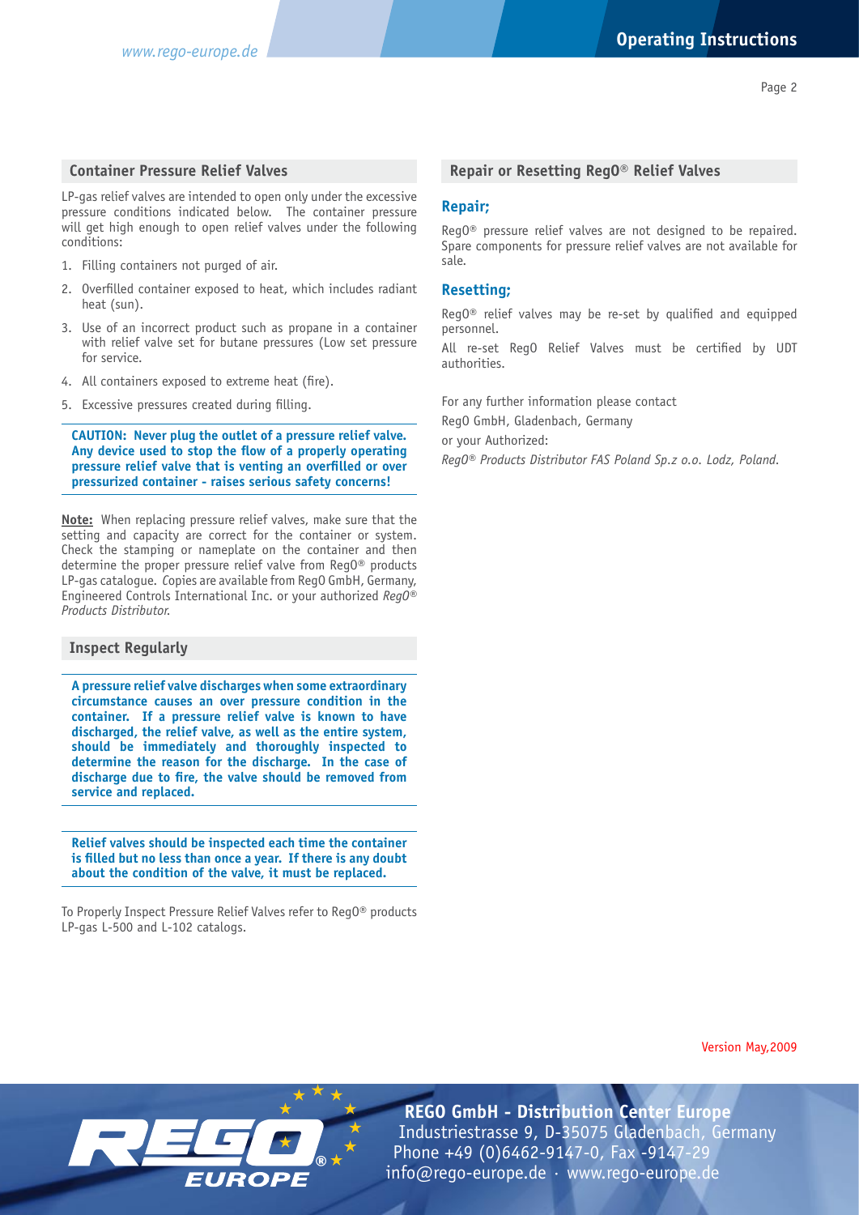## Container Pressure Relief Valves

LP-gas relief valves are intended to open only under the excessive pressure conditions indicated below. The container pressure will get high enough to open relief valves under the following conditions:

1. Filling containers not purged of air.
2. Overfilled container exposed to heat, which includes radiant heat (sun).
3. Use of an incorrect product such as propane in a container with relief valve set for butane pressures (Low set pressure for service.
4. All containers exposed to extreme heat (fire).
5. Excessive pressures created during filling.

**CAUTION: Never plug the outlet of a pressure relief valve. Any device used to stop the flow of a properly operating pressure relief valve that is venting an overfilled or over pressurized container - raises serious safety concerns!**

**Note:** When replacing pressure relief valves, make sure that the setting and capacity are correct for the container or system. Check the stamping or nameplate on the container and then determine the proper pressure relief valve from RegO® products LP-gas catalogue. Copies are available from RegO GmbH, Germany, Engineered Controls International Inc. or your authorized *RegO® Products Distributor.*

## Inspect Regularly

**A pressure relief valve discharges when some extraordinary circumstance causes an over pressure condition in the container. If a pressure relief valve is known to have discharged, the relief valve, as well as the entire system, should be immediately and thoroughly inspected to determine the reason for the discharge. In the case of discharge due to fire, the valve should be removed from service and replaced.**

**Relief valves should be inspected each time the container is filled but no less than once a year. If there is any doubt about the condition of the valve, it must be replaced.**

To Properly Inspect Pressure Relief Valves refer to RegO® products LP-gas L-500 and L-102 catalogs.

## Repair or Resetting RegO® Relief Valves

### Repair;

RegO® pressure relief valves are not designed to be repaired. Spare components for pressure relief valves are not available for sale.

### Resetting;

RegO® relief valves may be re-set by qualified and equipped personnel.

All re-set RegO Relief Valves must be certified by UDT authorities.

For any further information please contact

RegO GmbH, Gladenbach, Germany

or your Authorized:

*RegO® Products Distributor FAS Poland Sp.z o.o. Lodz, Poland.*

Version May,2009

**REGO GmbH - Distribution Center Europe**
Industriestrasse 9, D-35075 Gladenbach, Germany
Phone +49 (0)6462-9147-0, Fax -9147-29
info@rego-europe.de · www.rego-europe.de